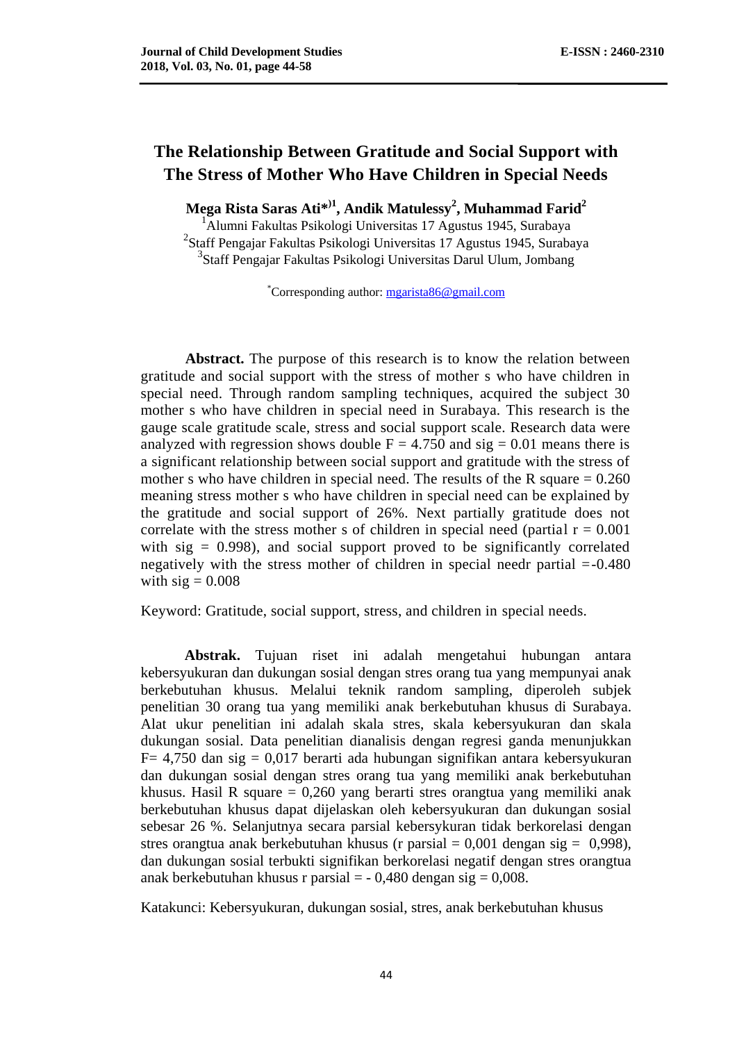# The Relationship Between Gratitude and Social Support with The Stress of Mother Who Have Children in Special Needs

**Mega Rista Saras Ati*)[1], Andik Matulessy[2], Muhammad Farid[2]**

[1]Alumni Fakultas Psikologi Universitas 17 Agustus 1945, Surabaya
[2]Staff Pengajar Fakultas Psikologi Universitas 17 Agustus 1945, Surabaya
[3]Staff Pengajar Fakultas Psikologi Universitas Darul Ulum, Jombang

*Corresponding author: mgarista86@gmail.com

**Abstract.** The purpose of this research is to know the relation between gratitude and social support with the stress of mother s who have children in special need. Through random sampling techniques, acquired the subject 30 mother s who have children in special need in Surabaya. This research is the gauge scale gratitude scale, stress and social support scale. Research data were analyzed with regression shows double F = 4.750 and sig = 0.01 means there is a significant relationship between social support and gratitude with the stress of mother s who have children in special need. The results of the R square = 0.260 meaning stress mother s who have children in special need can be explained by the gratitude and social support of 26%. Next partially gratitude does not correlate with the stress mother s of children in special need (partial r = 0.001 with sig = 0.998), and social support proved to be significantly correlated negatively with the stress mother of children in special needr partial =-0.480 with sig = 0.008

Keyword: Gratitude, social support, stress, and children in special needs.

**Abstrak.** Tujuan riset ini adalah mengetahui hubungan antara kebersyukuran dan dukungan sosial dengan stres orang tua yang mempunyai anak berkebutuhan khusus. Melalui teknik random sampling, diperoleh subjek penelitian 30 orang tua yang memiliki anak berkebutuhan khusus di Surabaya. Alat ukur penelitian ini adalah skala stres, skala kebersyukuran dan skala dukungan sosial. Data penelitian dianalisis dengan regresi ganda menunjukkan F= 4,750 dan sig = 0,017 berarti ada hubungan signifikan antara kebersyukuran dan dukungan sosial dengan stres orang tua yang memiliki anak berkebutuhan khusus. Hasil R square = 0,260 yang berarti stres orangtua yang memiliki anak berkebutuhan khusus dapat dijelaskan oleh kebersyukuran dan dukungan sosial sebesar 26 %. Selanjutnya secara parsial kebersykuran tidak berkorelasi dengan stres orangtua anak berkebutuhan khusus (r parsial = 0,001 dengan sig = 0,998), dan dukungan sosial terbukti signifikan berkorelasi negatif dengan stres orangtua anak berkebutuhan khusus r parsial = - 0,480 dengan sig = 0,008.

Katakunci: Kebersyukuran, dukungan sosial, stres, anak berkebutuhan khusus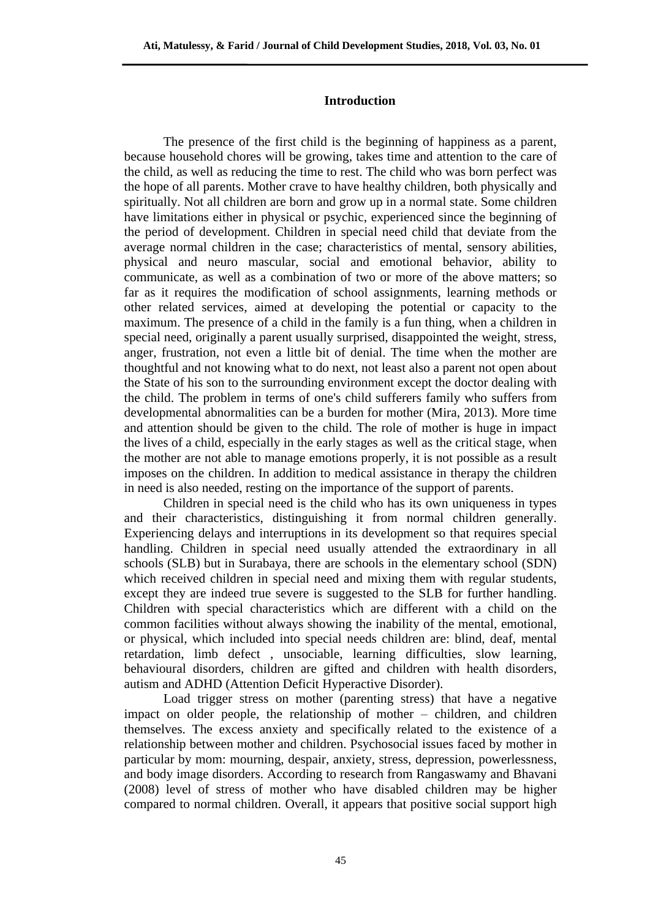## Introduction

The presence of the first child is the beginning of happiness as a parent, because household chores will be growing, takes time and attention to the care of the child, as well as reducing the time to rest. The child who was born perfect was the hope of all parents. Mother crave to have healthy children, both physically and spiritually. Not all children are born and grow up in a normal state. Some children have limitations either in physical or psychic, experienced since the beginning of the period of development. Children in special need child that deviate from the average normal children in the case; characteristics of mental, sensory abilities, physical and neuro mascular, social and emotional behavior, ability to communicate, as well as a combination of two or more of the above matters; so far as it requires the modification of school assignments, learning methods or other related services, aimed at developing the potential or capacity to the maximum. The presence of a child in the family is a fun thing, when a children in special need, originally a parent usually surprised, disappointed the weight, stress, anger, frustration, not even a little bit of denial. The time when the mother are thoughtful and not knowing what to do next, not least also a parent not open about the State of his son to the surrounding environment except the doctor dealing with the child. The problem in terms of one's child sufferers family who suffers from developmental abnormalities can be a burden for mother (Mira, 2013). More time and attention should be given to the child. The role of mother is huge in impact the lives of a child, especially in the early stages as well as the critical stage, when the mother are not able to manage emotions properly, it is not possible as a result imposes on the children. In addition to medical assistance in therapy the children in need is also needed, resting on the importance of the support of parents.

Children in special need is the child who has its own uniqueness in types and their characteristics, distinguishing it from normal children generally. Experiencing delays and interruptions in its development so that requires special handling. Children in special need usually attended the extraordinary in all schools (SLB) but in Surabaya, there are schools in the elementary school (SDN) which received children in special need and mixing them with regular students, except they are indeed true severe is suggested to the SLB for further handling. Children with special characteristics which are different with a child on the common facilities without always showing the inability of the mental, emotional, or physical, which included into special needs children are: blind, deaf, mental retardation, limb defect , unsociable, learning difficulties, slow learning, behavioural disorders, children are gifted and children with health disorders, autism and ADHD (Attention Deficit Hyperactive Disorder).

Load trigger stress on mother (parenting stress) that have a negative impact on older people, the relationship of mother – children, and children themselves. The excess anxiety and specifically related to the existence of a relationship between mother and children. Psychosocial issues faced by mother in particular by mom: mourning, despair, anxiety, stress, depression, powerlessness, and body image disorders. According to research from Rangaswamy and Bhavani (2008) level of stress of mother who have disabled children may be higher compared to normal children. Overall, it appears that positive social support high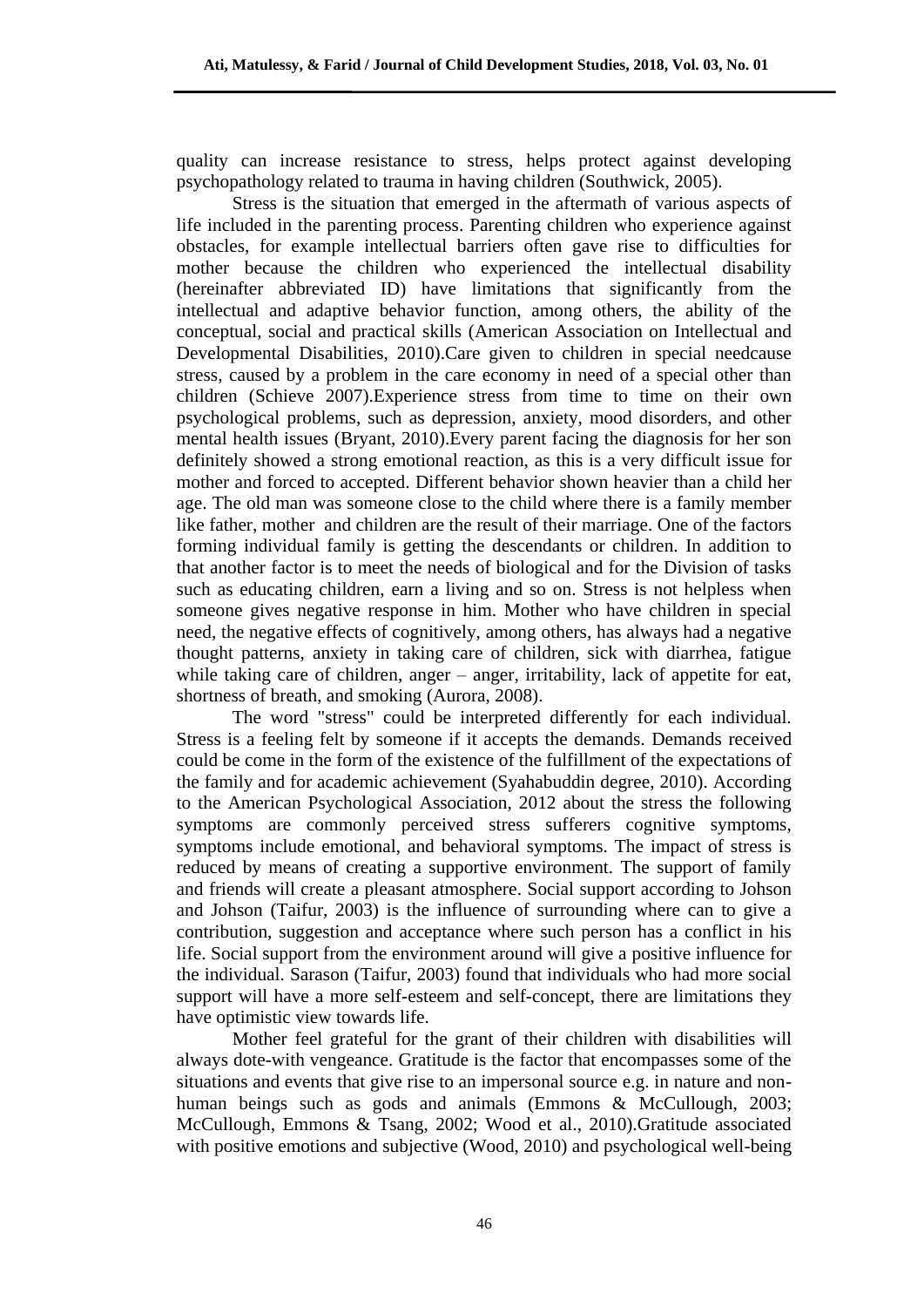quality can increase resistance to stress, helps protect against developing psychopathology related to trauma in having children (Southwick, 2005).

Stress is the situation that emerged in the aftermath of various aspects of life included in the parenting process. Parenting children who experience against obstacles, for example intellectual barriers often gave rise to difficulties for mother because the children who experienced the intellectual disability (hereinafter abbreviated ID) have limitations that significantly from the intellectual and adaptive behavior function, among others, the ability of the conceptual, social and practical skills (American Association on Intellectual and Developmental Disabilities, 2010).Care given to children in special needcause stress, caused by a problem in the care economy in need of a special other than children (Schieve 2007).Experience stress from time to time on their own psychological problems, such as depression, anxiety, mood disorders, and other mental health issues (Bryant, 2010).Every parent facing the diagnosis for her son definitely showed a strong emotional reaction, as this is a very difficult issue for mother and forced to accepted. Different behavior shown heavier than a child her age. The old man was someone close to the child where there is a family member like father, mother and children are the result of their marriage. One of the factors forming individual family is getting the descendants or children. In addition to that another factor is to meet the needs of biological and for the Division of tasks such as educating children, earn a living and so on. Stress is not helpless when someone gives negative response in him. Mother who have children in special need, the negative effects of cognitively, among others, has always had a negative thought patterns, anxiety in taking care of children, sick with diarrhea, fatigue while taking care of children, anger – anger, irritability, lack of appetite for eat, shortness of breath, and smoking (Aurora, 2008).

The word "stress" could be interpreted differently for each individual. Stress is a feeling felt by someone if it accepts the demands. Demands received could be come in the form of the existence of the fulfillment of the expectations of the family and for academic achievement (Syahabuddin degree, 2010). According to the American Psychological Association, 2012 about the stress the following symptoms are commonly perceived stress sufferers cognitive symptoms, symptoms include emotional, and behavioral symptoms. The impact of stress is reduced by means of creating a supportive environment. The support of family and friends will create a pleasant atmosphere. Social support according to Johson and Johson (Taifur, 2003) is the influence of surrounding where can to give a contribution, suggestion and acceptance where such person has a conflict in his life. Social support from the environment around will give a positive influence for the individual. Sarason (Taifur, 2003) found that individuals who had more social support will have a more self-esteem and self-concept, there are limitations they have optimistic view towards life.

Mother feel grateful for the grant of their children with disabilities will always dote-with vengeance. Gratitude is the factor that encompasses some of the situations and events that give rise to an impersonal source e.g. in nature and non-human beings such as gods and animals (Emmons & McCullough, 2003; McCullough, Emmons & Tsang, 2002; Wood et al., 2010).Gratitude associated with positive emotions and subjective (Wood, 2010) and psychological well-being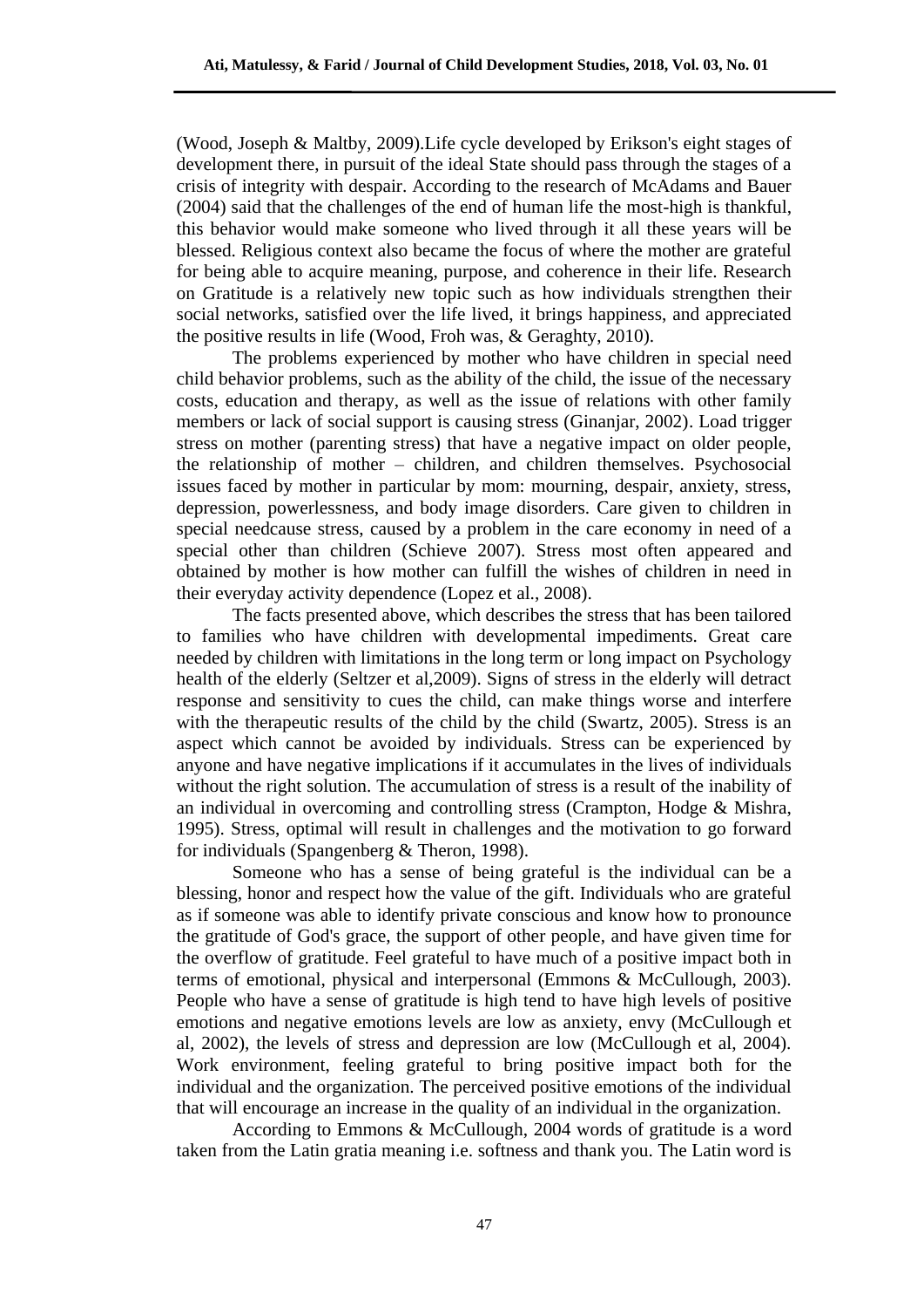(Wood, Joseph & Maltby, 2009).Life cycle developed by Erikson's eight stages of development there, in pursuit of the ideal State should pass through the stages of a crisis of integrity with despair. According to the research of McAdams and Bauer (2004) said that the challenges of the end of human life the most-high is thankful, this behavior would make someone who lived through it all these years will be blessed. Religious context also became the focus of where the mother are grateful for being able to acquire meaning, purpose, and coherence in their life. Research on Gratitude is a relatively new topic such as how individuals strengthen their social networks, satisfied over the life lived, it brings happiness, and appreciated the positive results in life (Wood, Froh was, & Geraghty, 2010).

The problems experienced by mother who have children in special need child behavior problems, such as the ability of the child, the issue of the necessary costs, education and therapy, as well as the issue of relations with other family members or lack of social support is causing stress (Ginanjar, 2002). Load trigger stress on mother (parenting stress) that have a negative impact on older people, the relationship of mother – children, and children themselves. Psychosocial issues faced by mother in particular by mom: mourning, despair, anxiety, stress, depression, powerlessness, and body image disorders. Care given to children in special needcause stress, caused by a problem in the care economy in need of a special other than children (Schieve 2007). Stress most often appeared and obtained by mother is how mother can fulfill the wishes of children in need in their everyday activity dependence (Lopez et al., 2008).

The facts presented above, which describes the stress that has been tailored to families who have children with developmental impediments. Great care needed by children with limitations in the long term or long impact on Psychology health of the elderly (Seltzer et al,2009). Signs of stress in the elderly will detract response and sensitivity to cues the child, can make things worse and interfere with the therapeutic results of the child by the child (Swartz, 2005). Stress is an aspect which cannot be avoided by individuals. Stress can be experienced by anyone and have negative implications if it accumulates in the lives of individuals without the right solution. The accumulation of stress is a result of the inability of an individual in overcoming and controlling stress (Crampton, Hodge & Mishra, 1995). Stress, optimal will result in challenges and the motivation to go forward for individuals (Spangenberg & Theron, 1998).

Someone who has a sense of being grateful is the individual can be a blessing, honor and respect how the value of the gift. Individuals who are grateful as if someone was able to identify private conscious and know how to pronounce the gratitude of God's grace, the support of other people, and have given time for the overflow of gratitude. Feel grateful to have much of a positive impact both in terms of emotional, physical and interpersonal (Emmons & McCullough, 2003). People who have a sense of gratitude is high tend to have high levels of positive emotions and negative emotions levels are low as anxiety, envy (McCullough et al, 2002), the levels of stress and depression are low (McCullough et al, 2004). Work environment, feeling grateful to bring positive impact both for the individual and the organization. The perceived positive emotions of the individual that will encourage an increase in the quality of an individual in the organization.

According to Emmons & McCullough, 2004 words of gratitude is a word taken from the Latin gratia meaning i.e. softness and thank you. The Latin word is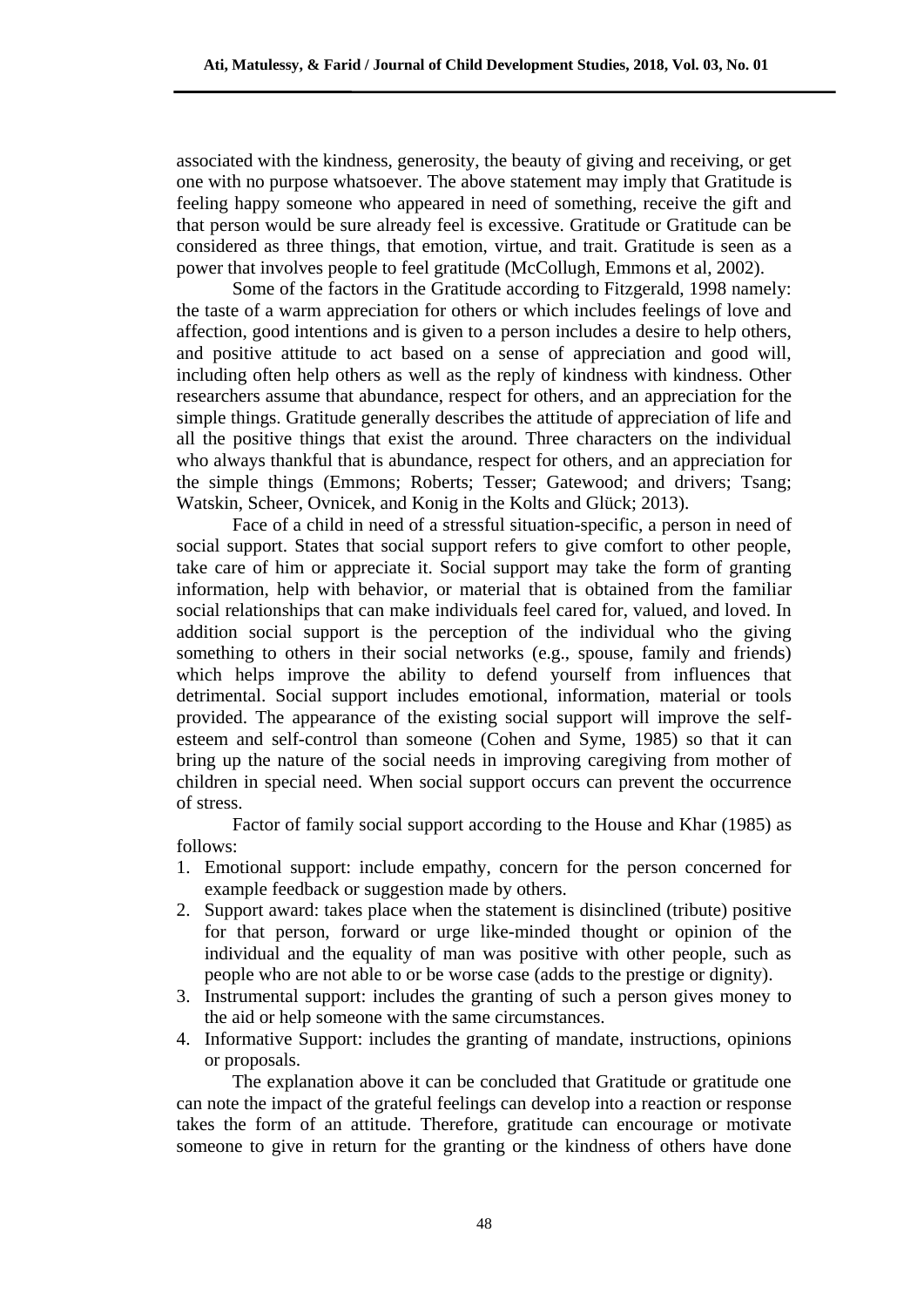associated with the kindness, generosity, the beauty of giving and receiving, or get one with no purpose whatsoever. The above statement may imply that Gratitude is feeling happy someone who appeared in need of something, receive the gift and that person would be sure already feel is excessive. Gratitude or Gratitude can be considered as three things, that emotion, virtue, and trait. Gratitude is seen as a power that involves people to feel gratitude (McCollugh, Emmons et al, 2002).

Some of the factors in the Gratitude according to Fitzgerald, 1998 namely: the taste of a warm appreciation for others or which includes feelings of love and affection, good intentions and is given to a person includes a desire to help others, and positive attitude to act based on a sense of appreciation and good will, including often help others as well as the reply of kindness with kindness. Other researchers assume that abundance, respect for others, and an appreciation for the simple things. Gratitude generally describes the attitude of appreciation of life and all the positive things that exist the around. Three characters on the individual who always thankful that is abundance, respect for others, and an appreciation for the simple things (Emmons; Roberts; Tesser; Gatewood; and drivers; Tsang; Watskin, Scheer, Ovnicek, and Konig in the Kolts and Glück; 2013).

Face of a child in need of a stressful situation-specific, a person in need of social support. States that social support refers to give comfort to other people, take care of him or appreciate it. Social support may take the form of granting information, help with behavior, or material that is obtained from the familiar social relationships that can make individuals feel cared for, valued, and loved. In addition social support is the perception of the individual who the giving something to others in their social networks (e.g., spouse, family and friends) which helps improve the ability to defend yourself from influences that detrimental. Social support includes emotional, information, material or tools provided. The appearance of the existing social support will improve the self-esteem and self-control than someone (Cohen and Syme, 1985) so that it can bring up the nature of the social needs in improving caregiving from mother of children in special need. When social support occurs can prevent the occurrence of stress.

Factor of family social support according to the House and Khar (1985) as follows:

1. Emotional support: include empathy, concern for the person concerned for example feedback or suggestion made by others.
2. Support award: takes place when the statement is disinclined (tribute) positive for that person, forward or urge like-minded thought or opinion of the individual and the equality of man was positive with other people, such as people who are not able to or be worse case (adds to the prestige or dignity).
3. Instrumental support: includes the granting of such a person gives money to the aid or help someone with the same circumstances.
4. Informative Support: includes the granting of mandate, instructions, opinions or proposals.

The explanation above it can be concluded that Gratitude or gratitude one can note the impact of the grateful feelings can develop into a reaction or response takes the form of an attitude. Therefore, gratitude can encourage or motivate someone to give in return for the granting or the kindness of others have done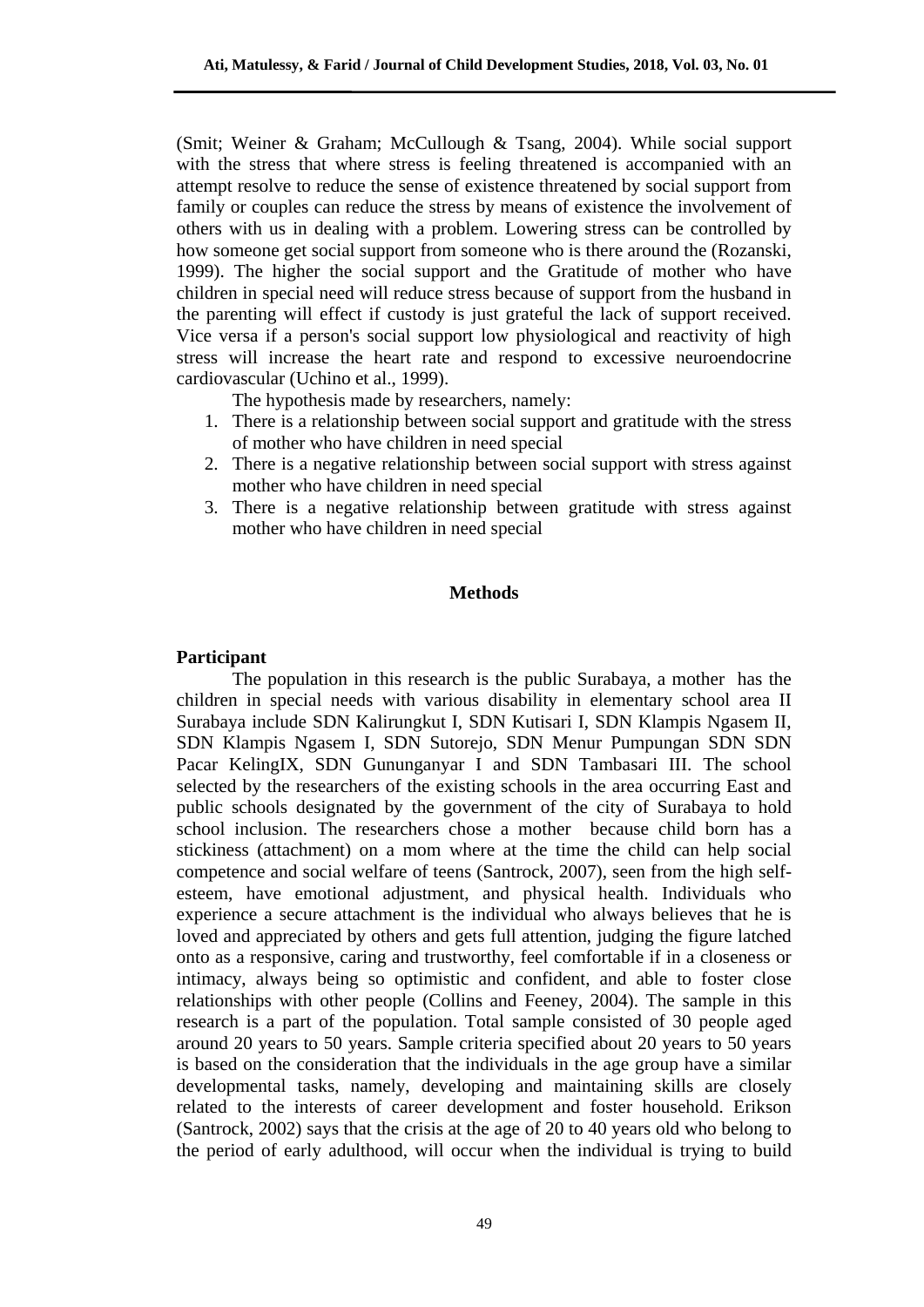(Smit; Weiner & Graham; McCullough & Tsang, 2004). While social support with the stress that where stress is feeling threatened is accompanied with an attempt resolve to reduce the sense of existence threatened by social support from family or couples can reduce the stress by means of existence the involvement of others with us in dealing with a problem. Lowering stress can be controlled by how someone get social support from someone who is there around the (Rozanski, 1999). The higher the social support and the Gratitude of mother who have children in special need will reduce stress because of support from the husband in the parenting will effect if custody is just grateful the lack of support received. Vice versa if a person's social support low physiological and reactivity of high stress will increase the heart rate and respond to excessive neuroendocrine cardiovascular (Uchino et al., 1999).

The hypothesis made by researchers, namely:

1. There is a relationship between social support and gratitude with the stress of mother who have children in need special
2. There is a negative relationship between social support with stress against mother who have children in need special
3. There is a negative relationship between gratitude with stress against mother who have children in need special

## Methods

### Participant

The population in this research is the public Surabaya, a mother has the children in special needs with various disability in elementary school area II Surabaya include SDN Kalirungkut I, SDN Kutisari I, SDN Klampis Ngasem II, SDN Klampis Ngasem I, SDN Sutorejo, SDN Menur Pumpungan SDN SDN Pacar KelingIX, SDN Gununganyar I and SDN Tambasari III. The school selected by the researchers of the existing schools in the area occurring East and public schools designated by the government of the city of Surabaya to hold school inclusion. The researchers chose a mother because child born has a stickiness (attachment) on a mom where at the time the child can help social competence and social welfare of teens (Santrock, 2007), seen from the high self-esteem, have emotional adjustment, and physical health. Individuals who experience a secure attachment is the individual who always believes that he is loved and appreciated by others and gets full attention, judging the figure latched onto as a responsive, caring and trustworthy, feel comfortable if in a closeness or intimacy, always being so optimistic and confident, and able to foster close relationships with other people (Collins and Feeney, 2004). The sample in this research is a part of the population. Total sample consisted of 30 people aged around 20 years to 50 years. Sample criteria specified about 20 years to 50 years is based on the consideration that the individuals in the age group have a similar developmental tasks, namely, developing and maintaining skills are closely related to the interests of career development and foster household. Erikson (Santrock, 2002) says that the crisis at the age of 20 to 40 years old who belong to the period of early adulthood, will occur when the individual is trying to build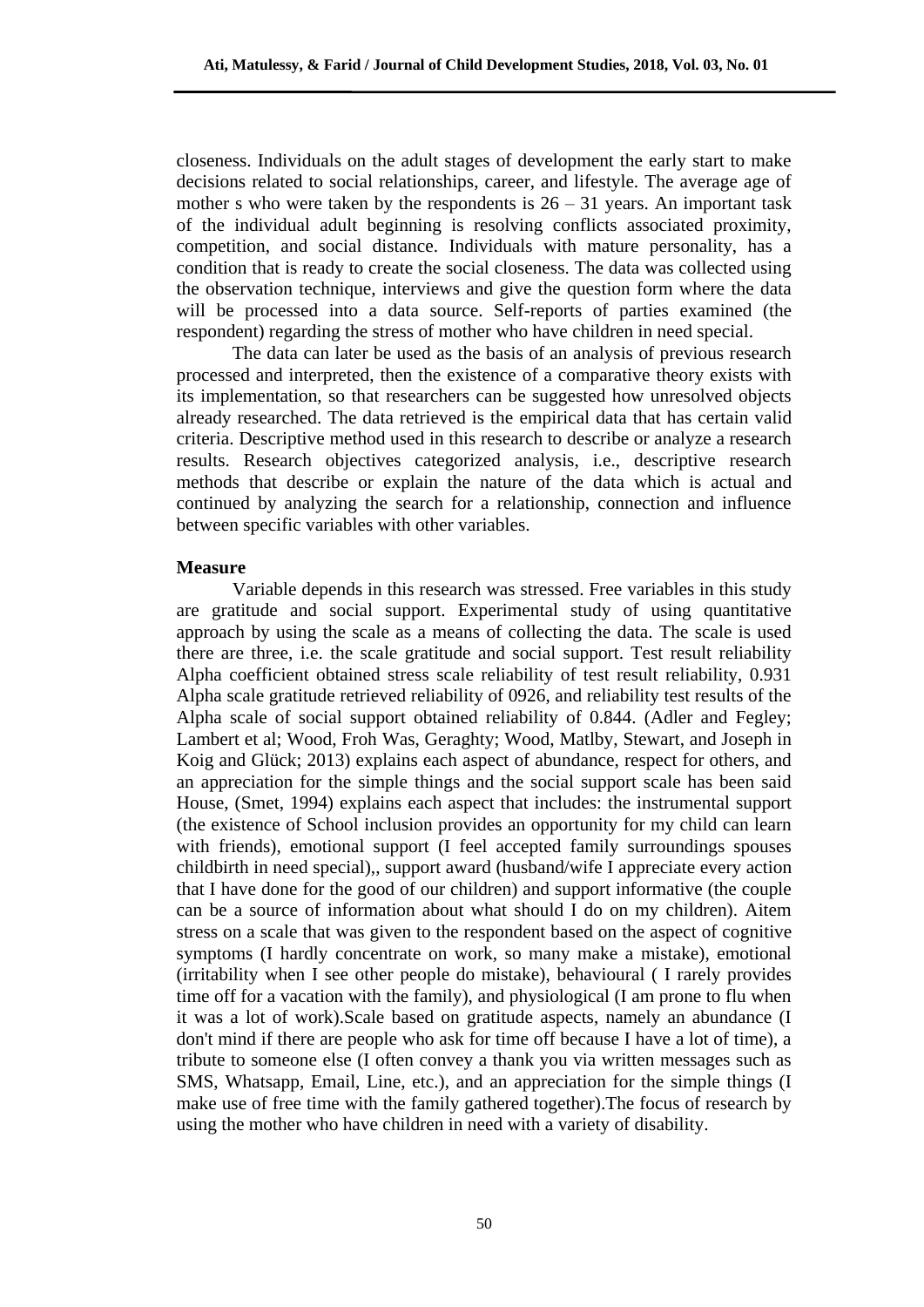closeness. Individuals on the adult stages of development the early start to make decisions related to social relationships, career, and lifestyle. The average age of mother s who were taken by the respondents is 26 – 31 years. An important task of the individual adult beginning is resolving conflicts associated proximity, competition, and social distance. Individuals with mature personality, has a condition that is ready to create the social closeness. The data was collected using the observation technique, interviews and give the question form where the data will be processed into a data source. Self-reports of parties examined (the respondent) regarding the stress of mother who have children in need special.

The data can later be used as the basis of an analysis of previous research processed and interpreted, then the existence of a comparative theory exists with its implementation, so that researchers can be suggested how unresolved objects already researched. The data retrieved is the empirical data that has certain valid criteria. Descriptive method used in this research to describe or analyze a research results. Research objectives categorized analysis, i.e., descriptive research methods that describe or explain the nature of the data which is actual and continued by analyzing the search for a relationship, connection and influence between specific variables with other variables.

**Measure**

Variable depends in this research was stressed. Free variables in this study are gratitude and social support. Experimental study of using quantitative approach by using the scale as a means of collecting the data. The scale is used there are three, i.e. the scale gratitude and social support. Test result reliability Alpha coefficient obtained stress scale reliability of test result reliability, 0.931 Alpha scale gratitude retrieved reliability of 0926, and reliability test results of the Alpha scale of social support obtained reliability of 0.844. (Adler and Fegley; Lambert et al; Wood, Froh Was, Geraghty; Wood, Matlby, Stewart, and Joseph in Koig and Glück; 2013) explains each aspect of abundance, respect for others, and an appreciation for the simple things and the social support scale has been said House, (Smet, 1994) explains each aspect that includes: the instrumental support (the existence of School inclusion provides an opportunity for my child can learn with friends), emotional support (I feel accepted family surroundings spouses childbirth in need special),, support award (husband/wife I appreciate every action that I have done for the good of our children) and support informative (the couple can be a source of information about what should I do on my children). Aitem stress on a scale that was given to the respondent based on the aspect of cognitive symptoms (I hardly concentrate on work, so many make a mistake), emotional (irritability when I see other people do mistake), behavioural ( I rarely provides time off for a vacation with the family), and physiological (I am prone to flu when it was a lot of work).Scale based on gratitude aspects, namely an abundance (I don't mind if there are people who ask for time off because I have a lot of time), a tribute to someone else (I often convey a thank you via written messages such as SMS, Whatsapp, Email, Line, etc.), and an appreciation for the simple things (I make use of free time with the family gathered together).The focus of research by using the mother who have children in need with a variety of disability.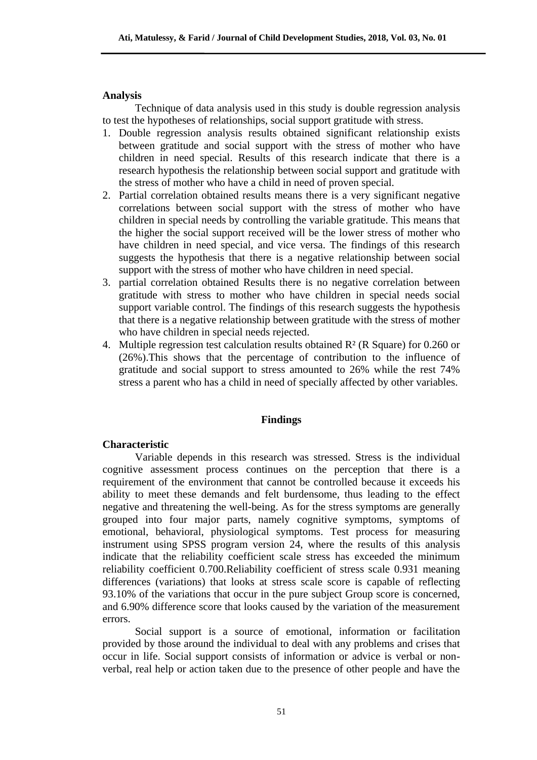**Analysis**

Technique of data analysis used in this study is double regression analysis to test the hypotheses of relationships, social support gratitude with stress.

1. Double regression analysis results obtained significant relationship exists between gratitude and social support with the stress of mother who have children in need special. Results of this research indicate that there is a research hypothesis the relationship between social support and gratitude with the stress of mother who have a child in need of proven special.
2. Partial correlation obtained results means there is a very significant negative correlations between social support with the stress of mother who have children in special needs by controlling the variable gratitude. This means that the higher the social support received will be the lower stress of mother who have children in need special, and vice versa. The findings of this research suggests the hypothesis that there is a negative relationship between social support with the stress of mother who have children in need special.
3. partial correlation obtained Results there is no negative correlation between gratitude with stress to mother who have children in special needs social support variable control. The findings of this research suggests the hypothesis that there is a negative relationship between gratitude with the stress of mother who have children in special needs rejected.
4. Multiple regression test calculation results obtained $R^2$ (R Square) for 0.260 or (26%).This shows that the percentage of contribution to the influence of gratitude and social support to stress amounted to 26% while the rest 74% stress a parent who has a child in need of specially affected by other variables.

## Findings

**Characteristic**

Variable depends in this research was stressed. Stress is the individual cognitive assessment process continues on the perception that there is a requirement of the environment that cannot be controlled because it exceeds his ability to meet these demands and felt burdensome, thus leading to the effect negative and threatening the well-being. As for the stress symptoms are generally grouped into four major parts, namely cognitive symptoms, symptoms of emotional, behavioral, physiological symptoms. Test process for measuring instrument using SPSS program version 24, where the results of this analysis indicate that the reliability coefficient scale stress has exceeded the minimum reliability coefficient 0.700.Reliability coefficient of stress scale 0.931 meaning differences (variations) that looks at stress scale score is capable of reflecting 93.10% of the variations that occur in the pure subject Group score is concerned, and 6.90% difference score that looks caused by the variation of the measurement errors.

Social support is a source of emotional, information or facilitation provided by those around the individual to deal with any problems and crises that occur in life. Social support consists of information or advice is verbal or non-verbal, real help or action taken due to the presence of other people and have the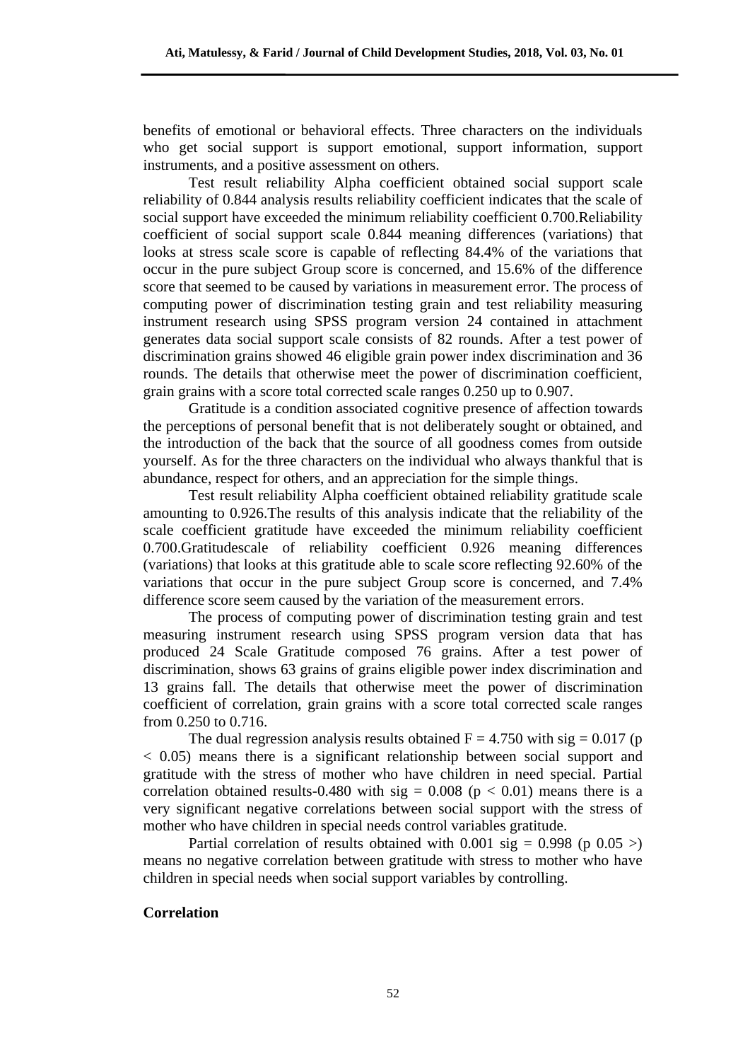benefits of emotional or behavioral effects. Three characters on the individuals who get social support is support emotional, support information, support instruments, and a positive assessment on others.

Test result reliability Alpha coefficient obtained social support scale reliability of 0.844 analysis results reliability coefficient indicates that the scale of social support have exceeded the minimum reliability coefficient 0.700.Reliability coefficient of social support scale 0.844 meaning differences (variations) that looks at stress scale score is capable of reflecting 84.4% of the variations that occur in the pure subject Group score is concerned, and 15.6% of the difference score that seemed to be caused by variations in measurement error. The process of computing power of discrimination testing grain and test reliability measuring instrument research using SPSS program version 24 contained in attachment generates data social support scale consists of 82 rounds. After a test power of discrimination grains showed 46 eligible grain power index discrimination and 36 rounds. The details that otherwise meet the power of discrimination coefficient, grain grains with a score total corrected scale ranges 0.250 up to 0.907.

Gratitude is a condition associated cognitive presence of affection towards the perceptions of personal benefit that is not deliberately sought or obtained, and the introduction of the back that the source of all goodness comes from outside yourself. As for the three characters on the individual who always thankful that is abundance, respect for others, and an appreciation for the simple things.

Test result reliability Alpha coefficient obtained reliability gratitude scale amounting to 0.926.The results of this analysis indicate that the reliability of the scale coefficient gratitude have exceeded the minimum reliability coefficient 0.700.Gratitudescale of reliability coefficient 0.926 meaning differences (variations) that looks at this gratitude able to scale score reflecting 92.60% of the variations that occur in the pure subject Group score is concerned, and 7.4% difference score seem caused by the variation of the measurement errors.

The process of computing power of discrimination testing grain and test measuring instrument research using SPSS program version data that has produced 24 Scale Gratitude composed 76 grains. After a test power of discrimination, shows 63 grains of grains eligible power index discrimination and 13 grains fall. The details that otherwise meet the power of discrimination coefficient of correlation, grain grains with a score total corrected scale ranges from 0.250 to 0.716.

The dual regression analysis results obtained $F = 4.750$ with sig = 0.017 ($p < 0.05$) means there is a significant relationship between social support and gratitude with the stress of mother who have children in need special. Partial correlation obtained results-0.480 with sig = 0.008 ($p < 0.01$) means there is a very significant negative correlations between social support with the stress of mother who have children in special needs control variables gratitude.

Partial correlation of results obtained with 0.001 sig = 0.998 (p 0.05 >) means no negative correlation between gratitude with stress to mother who have children in special needs when social support variables by controlling.

**Correlation**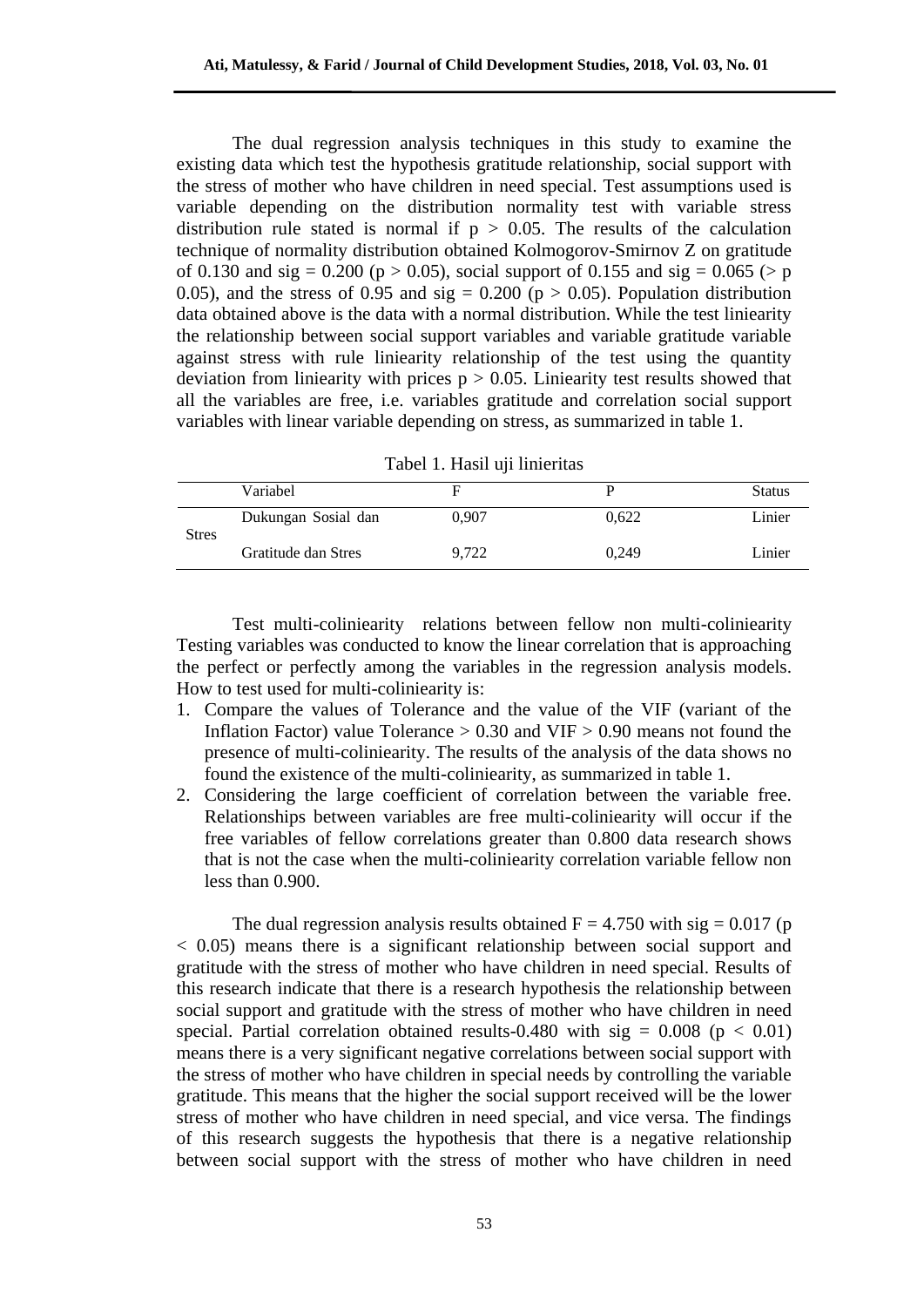The dual regression analysis techniques in this study to examine the existing data which test the hypothesis gratitude relationship, social support with the stress of mother who have children in need special. Test assumptions used is variable depending on the distribution normality test with variable stress distribution rule stated is normal if $p > 0.05$. The results of the calculation technique of normality distribution obtained Kolmogorov-Smirnov Z on gratitude of 0.130 and sig = 0.200 ($p > 0.05$), social support of 0.155 and sig = 0.065 (> p 0.05), and the stress of 0.95 and sig = 0.200 ($p > 0.05$). Population distribution data obtained above is the data with a normal distribution. While the test liniearity the relationship between social support variables and variable gratitude variable against stress with rule liniearity relationship of the test using the quantity deviation from liniearity with prices $p > 0.05$. Liniearity test results showed that all the variables are free, i.e. variables gratitude and correlation social support variables with linear variable depending on stress, as summarized in table 1.

Tabel 1. Hasil uji linieritas

| | Variabel | F | P | Status |
|---|---|---|---|---|
| Stres | Dukungan Sosial dan | 0,907 | 0,622 | Linier |
| | Gratitude dan Stres | 9,722 | 0,249 | Linier |

Test multi-coliniearity relations between fellow non multi-coliniearity Testing variables was conducted to know the linear correlation that is approaching the perfect or perfectly among the variables in the regression analysis models. How to test used for multi-coliniearity is:

1. Compare the values of Tolerance and the value of the VIF (variant of the Inflation Factor) value Tolerance > 0.30 and VIF > 0.90 means not found the presence of multi-coliniearity. The results of the analysis of the data shows no found the existence of the multi-coliniearity, as summarized in table 1.
2. Considering the large coefficient of correlation between the variable free. Relationships between variables are free multi-coliniearity will occur if the free variables of fellow correlations greater than 0.800 data research shows that is not the case when the multi-coliniearity correlation variable fellow non less than 0.900.

The dual regression analysis results obtained $F = 4.750$ with sig = 0.017 ($p < 0.05$) means there is a significant relationship between social support and gratitude with the stress of mother who have children in need special. Results of this research indicate that there is a research hypothesis the relationship between social support and gratitude with the stress of mother who have children in need special. Partial correlation obtained results-0.480 with sig = 0.008 ($p < 0.01$) means there is a very significant negative correlations between social support with the stress of mother who have children in special needs by controlling the variable gratitude. This means that the higher the social support received will be the lower stress of mother who have children in need special, and vice versa. The findings of this research suggests the hypothesis that there is a negative relationship between social support with the stress of mother who have children in need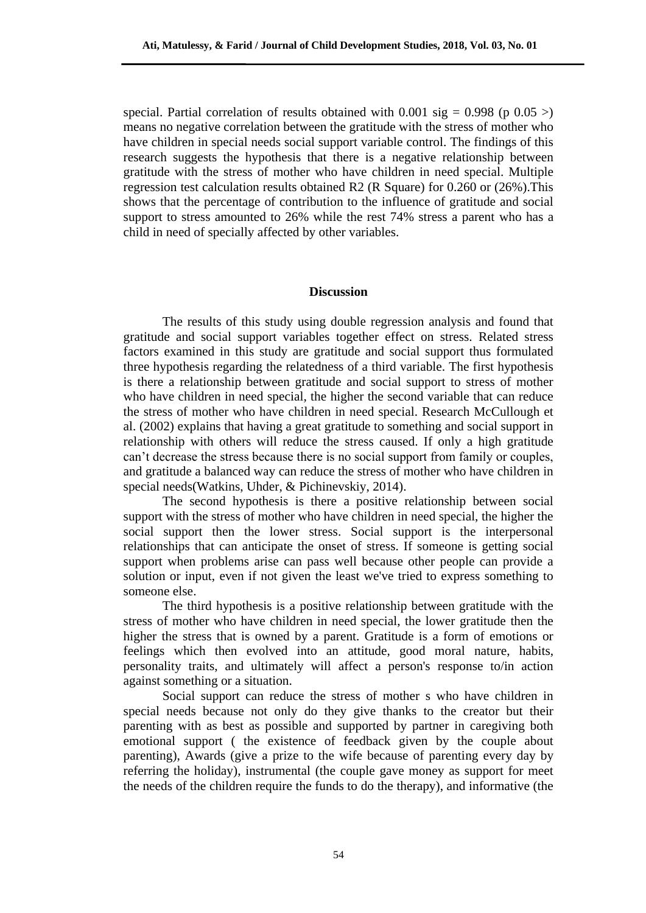special. Partial correlation of results obtained with 0.001 sig = 0.998 (p 0.05 >) means no negative correlation between the gratitude with the stress of mother who have children in special needs social support variable control. The findings of this research suggests the hypothesis that there is a negative relationship between gratitude with the stress of mother who have children in need special. Multiple regression test calculation results obtained R2 (R Square) for 0.260 or (26%).This shows that the percentage of contribution to the influence of gratitude and social support to stress amounted to 26% while the rest 74% stress a parent who has a child in need of specially affected by other variables.

## Discussion

The results of this study using double regression analysis and found that gratitude and social support variables together effect on stress. Related stress factors examined in this study are gratitude and social support thus formulated three hypothesis regarding the relatedness of a third variable. The first hypothesis is there a relationship between gratitude and social support to stress of mother who have children in need special, the higher the second variable that can reduce the stress of mother who have children in need special. Research McCullough et al. (2002) explains that having a great gratitude to something and social support in relationship with others will reduce the stress caused. If only a high gratitude can't decrease the stress because there is no social support from family or couples, and gratitude a balanced way can reduce the stress of mother who have children in special needs(Watkins, Uhder, & Pichinevskiy, 2014).

The second hypothesis is there a positive relationship between social support with the stress of mother who have children in need special, the higher the social support then the lower stress. Social support is the interpersonal relationships that can anticipate the onset of stress. If someone is getting social support when problems arise can pass well because other people can provide a solution or input, even if not given the least we've tried to express something to someone else.

The third hypothesis is a positive relationship between gratitude with the stress of mother who have children in need special, the lower gratitude then the higher the stress that is owned by a parent. Gratitude is a form of emotions or feelings which then evolved into an attitude, good moral nature, habits, personality traits, and ultimately will affect a person's response to/in action against something or a situation.

Social support can reduce the stress of mother s who have children in special needs because not only do they give thanks to the creator but their parenting with as best as possible and supported by partner in caregiving both emotional support ( the existence of feedback given by the couple about parenting), Awards (give a prize to the wife because of parenting every day by referring the holiday), instrumental (the couple gave money as support for meet the needs of the children require the funds to do the therapy), and informative (the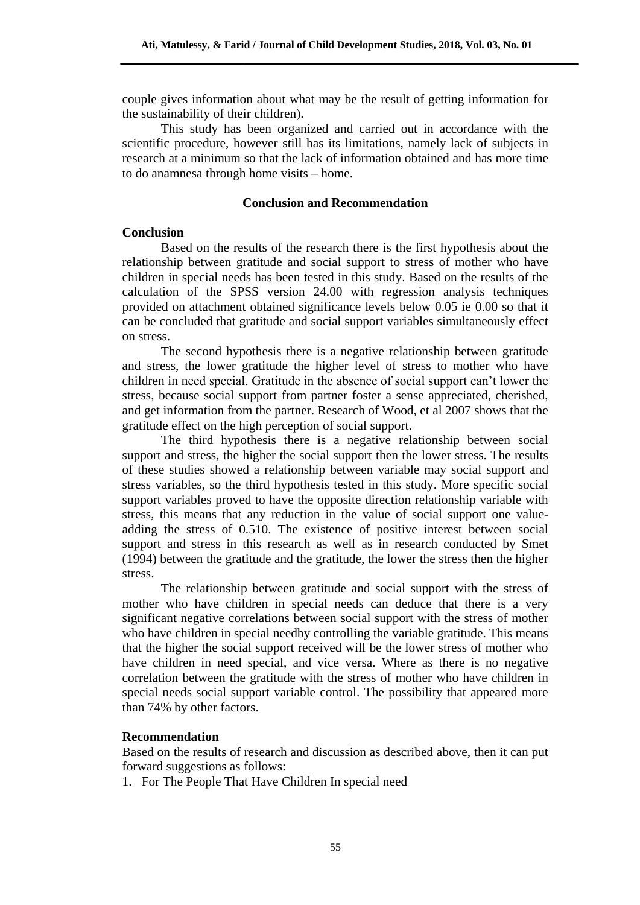couple gives information about what may be the result of getting information for the sustainability of their children).

This study has been organized and carried out in accordance with the scientific procedure, however still has its limitations, namely lack of subjects in research at a minimum so that the lack of information obtained and has more time to do anamnesa through home visits – home.

## Conclusion and Recommendation

### Conclusion

Based on the results of the research there is the first hypothesis about the relationship between gratitude and social support to stress of mother who have children in special needs has been tested in this study. Based on the results of the calculation of the SPSS version 24.00 with regression analysis techniques provided on attachment obtained significance levels below 0.05 ie 0.00 so that it can be concluded that gratitude and social support variables simultaneously effect on stress.

The second hypothesis there is a negative relationship between gratitude and stress, the lower gratitude the higher level of stress to mother who have children in need special. Gratitude in the absence of social support can't lower the stress, because social support from partner foster a sense appreciated, cherished, and get information from the partner. Research of Wood, et al 2007 shows that the gratitude effect on the high perception of social support.

The third hypothesis there is a negative relationship between social support and stress, the higher the social support then the lower stress. The results of these studies showed a relationship between variable may social support and stress variables, so the third hypothesis tested in this study. More specific social support variables proved to have the opposite direction relationship variable with stress, this means that any reduction in the value of social support one value-adding the stress of 0.510. The existence of positive interest between social support and stress in this research as well as in research conducted by Smet (1994) between the gratitude and the gratitude, the lower the stress then the higher stress.

The relationship between gratitude and social support with the stress of mother who have children in special needs can deduce that there is a very significant negative correlations between social support with the stress of mother who have children in special needby controlling the variable gratitude. This means that the higher the social support received will be the lower stress of mother who have children in need special, and vice versa. Where as there is no negative correlation between the gratitude with the stress of mother who have children in special needs social support variable control. The possibility that appeared more than 74% by other factors.

### Recommendation

Based on the results of research and discussion as described above, then it can put forward suggestions as follows:

1. For The People That Have Children In special need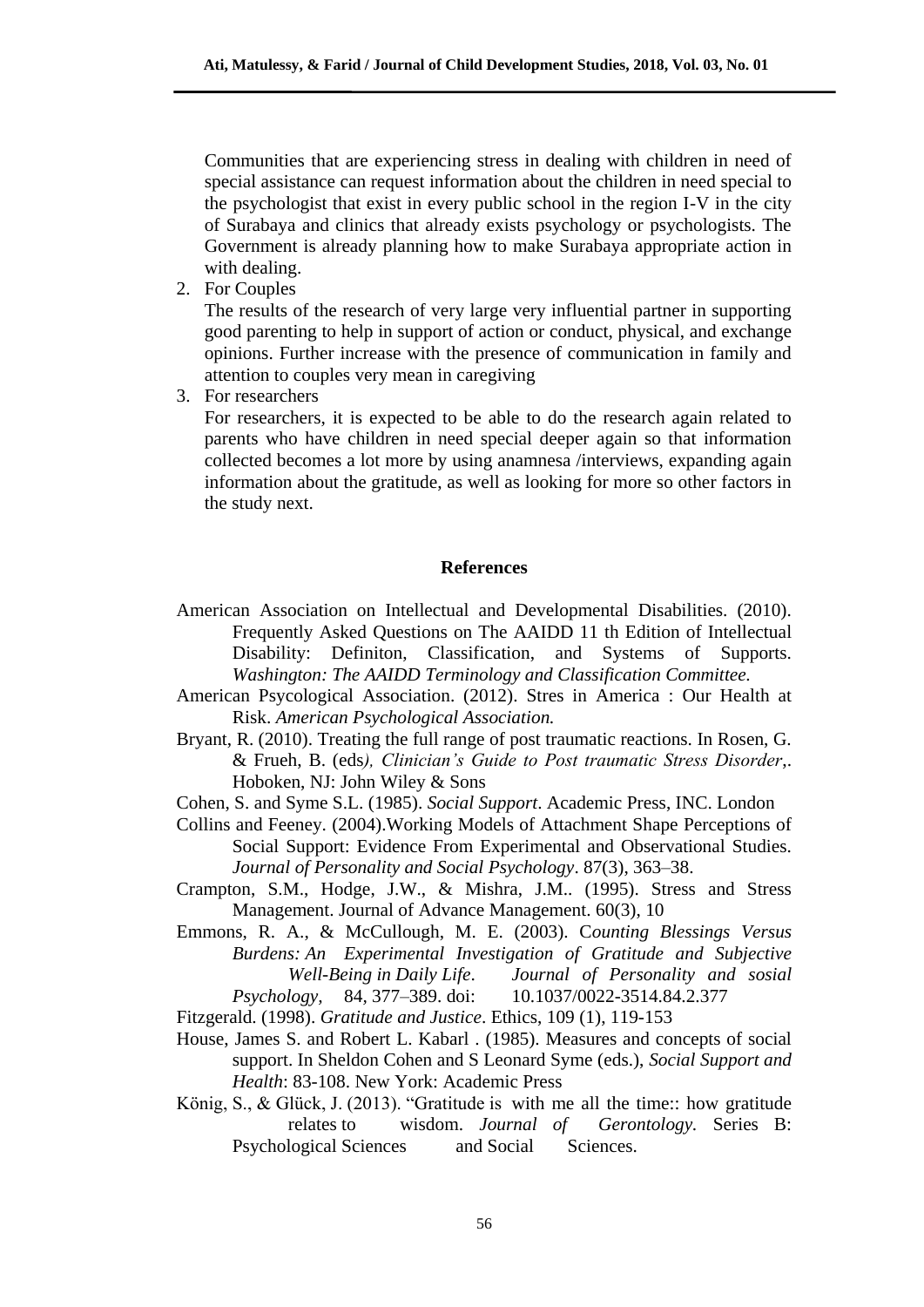Communities that are experiencing stress in dealing with children in need of special assistance can request information about the children in need special to the psychologist that exist in every public school in the region I-V in the city of Surabaya and clinics that already exists psychology or psychologists. The Government is already planning how to make Surabaya appropriate action in with dealing.

2. For Couples

   The results of the research of very large very influential partner in supporting good parenting to help in support of action or conduct, physical, and exchange opinions. Further increase with the presence of communication in family and attention to couples very mean in caregiving

3. For researchers

   For researchers, it is expected to be able to do the research again related to parents who have children in need special deeper again so that information collected becomes a lot more by using anamnesa /interviews, expanding again information about the gratitude, as well as looking for more so other factors in the study next.

## References

American Association on Intellectual and Developmental Disabilities. (2010). Frequently Asked Questions on The AAIDD 11 th Edition of Intellectual Disability: Definiton, Classification, and Systems of Supports. *Washington: The AAIDD Terminology and Classification Committee.*

American Psycological Association. (2012). Stres in America : Our Health at Risk. *American Psychological Association.*

Bryant, R. (2010). Treating the full range of post traumatic reactions. In Rosen, G. & Frueh, B. (eds*), Clinician's Guide to Post traumatic Stress Disorder*,. Hoboken, NJ: John Wiley & Sons

Cohen, S. and Syme S.L. (1985). *Social Support*. Academic Press, INC. London

Collins and Feeney. (2004).Working Models of Attachment Shape Perceptions of Social Support: Evidence From Experimental and Observational Studies. *Journal of Personality and Social Psychology*. 87(3), 363–38.

Crampton, S.M., Hodge, J.W., & Mishra, J.M.. (1995). Stress and Stress Management. Journal of Advance Management. 60(3), 10

Emmons, R. A., & McCullough, M. E. (2003). C*ounting Blessings Versus Burdens: An Experimental Investigation of Gratitude and Subjective Well-Being in Daily Life*. *Journal of Personality and sosial Psychology,* 84, 377–389. doi: 10.1037/0022-3514.84.2.377

Fitzgerald. (1998). *Gratitude and Justice*. Ethics, 109 (1), 119-153

House, James S. and Robert L. Kabarl . (1985). Measures and concepts of social support. In Sheldon Cohen and S Leonard Syme (eds.), *Social Support and Health*: 83-108. New York: Academic Press

König, S., & Glück, J. (2013). "Gratitude is with me all the time:: how gratitude relates to wisdom. *Journal of Gerontology*. Series B: Psychological Sciences and Social Sciences.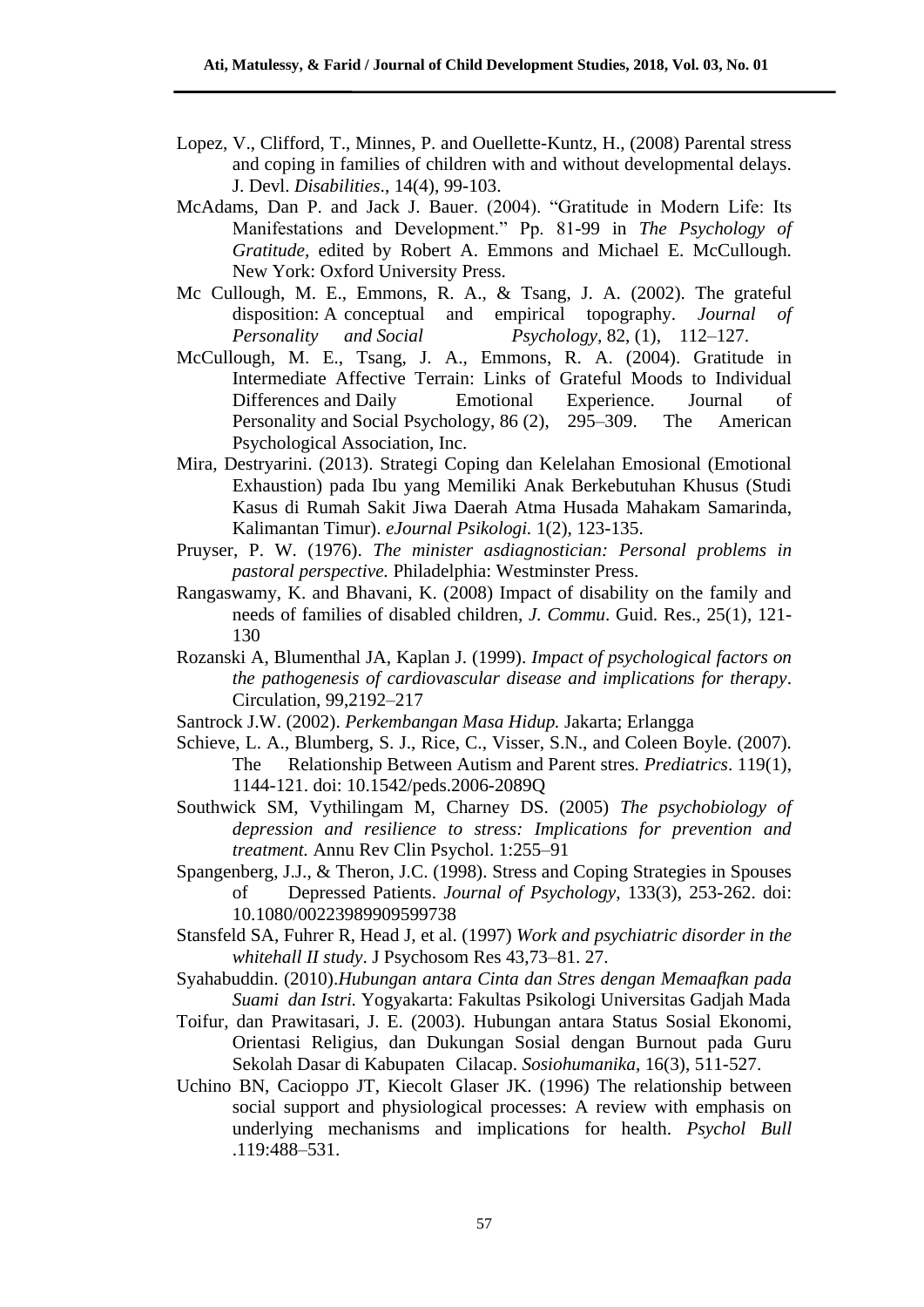Lopez, V., Clifford, T., Minnes, P. and Ouellette-Kuntz, H., (2008) Parental stress and coping in families of children with and without developmental delays. J. Devl. *Disabilities*., 14(4), 99-103.

McAdams, Dan P. and Jack J. Bauer. (2004). "Gratitude in Modern Life: Its Manifestations and Development." Pp. 81-99 in *The Psychology of Gratitude*, edited by Robert A. Emmons and Michael E. McCullough. New York: Oxford University Press.

Mc Cullough, M. E., Emmons, R. A., & Tsang, J. A. (2002). The grateful disposition: A conceptual and empirical topography. *Journal of Personality and Social Psychology*, 82, (1), 112–127.

McCullough, M. E., Tsang, J. A., Emmons, R. A. (2004). Gratitude in Intermediate Affective Terrain: Links of Grateful Moods to Individual Differences and Daily Emotional Experience. Journal of Personality and Social Psychology, 86 (2), 295–309. The American Psychological Association, Inc.

Mira, Destryarini. (2013). Strategi Coping dan Kelelahan Emosional (Emotional Exhaustion) pada Ibu yang Memiliki Anak Berkebutuhan Khusus (Studi Kasus di Rumah Sakit Jiwa Daerah Atma Husada Mahakam Samarinda, Kalimantan Timur). *eJournal Psikologi.* 1(2), 123-135.

Pruyser, P. W. (1976). *The minister asdiagnostician: Personal problems in pastoral perspective.* Philadelphia: Westminster Press.

Rangaswamy, K. and Bhavani, K. (2008) Impact of disability on the family and needs of families of disabled children, *J. Commu*. Guid. Res., 25(1), 121-130

Rozanski A, Blumenthal JA, Kaplan J. (1999). *Impact of psychological factors on the pathogenesis of cardiovascular disease and implications for therapy*. Circulation, 99,2192–217

Santrock J.W. (2002). *Perkembangan Masa Hidup.* Jakarta; Erlangga

Schieve, L. A., Blumberg, S. J., Rice, C., Visser, S.N., and Coleen Boyle. (2007). The Relationship Between Autism and Parent stres. *Prediatrics*. 119(1), 1144-121. doi: 10.1542/peds.2006-2089Q

Southwick SM, Vythilingam M, Charney DS. (2005) *The psychobiology of depression and resilience to stress: Implications for prevention and treatment.* Annu Rev Clin Psychol. 1:255–91

Spangenberg, J.J., & Theron, J.C. (1998). Stress and Coping Strategies in Spouses of Depressed Patients. *Journal of Psychology*, 133(3), 253-262. doi: 10.1080/00223989909599738

Stansfeld SA, Fuhrer R, Head J, et al. (1997) *Work and psychiatric disorder in the whitehall II study*. J Psychosom Res 43,73–81. 27.

Syahabuddin. (2010).*Hubungan antara Cinta dan Stres dengan Memaafkan pada Suami dan Istri.* Yogyakarta: Fakultas Psikologi Universitas Gadjah Mada

Toifur, dan Prawitasari, J. E. (2003). Hubungan antara Status Sosial Ekonomi, Orientasi Religius, dan Dukungan Sosial dengan Burnout pada Guru Sekolah Dasar di Kabupaten Cilacap. *Sosiohumanika*, 16(3), 511-527.

Uchino BN, Cacioppo JT, Kiecolt Glaser JK. (1996) The relationship between social support and physiological processes: A review with emphasis on underlying mechanisms and implications for health. *Psychol Bull* .119:488–531.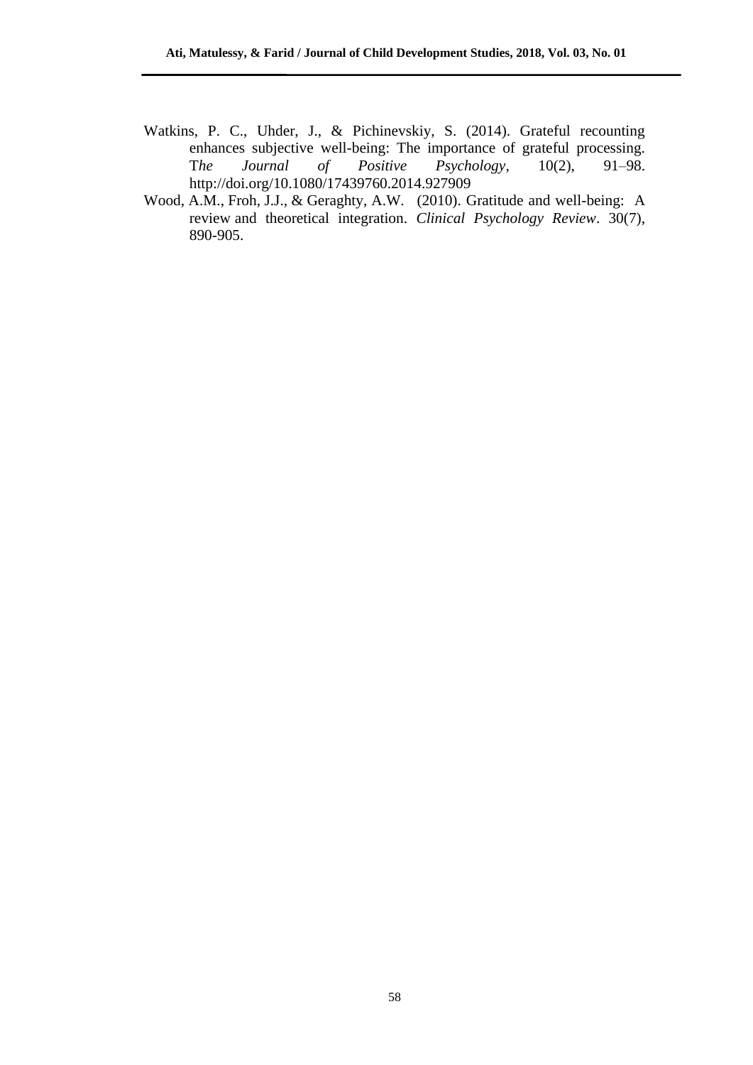Watkins, P. C., Uhder, J., & Pichinevskiy, S. (2014). Grateful recounting enhances subjective well-being: The importance of grateful processing. T*he Journal of Positive Psychology*, 10(2), 91–98. http://doi.org/10.1080/17439760.2014.927909

Wood, A.M., Froh, J.J., & Geraghty, A.W. (2010). Gratitude and well-being: A review and theoretical integration. *Clinical Psychology Review*. 30(7), 890-905.